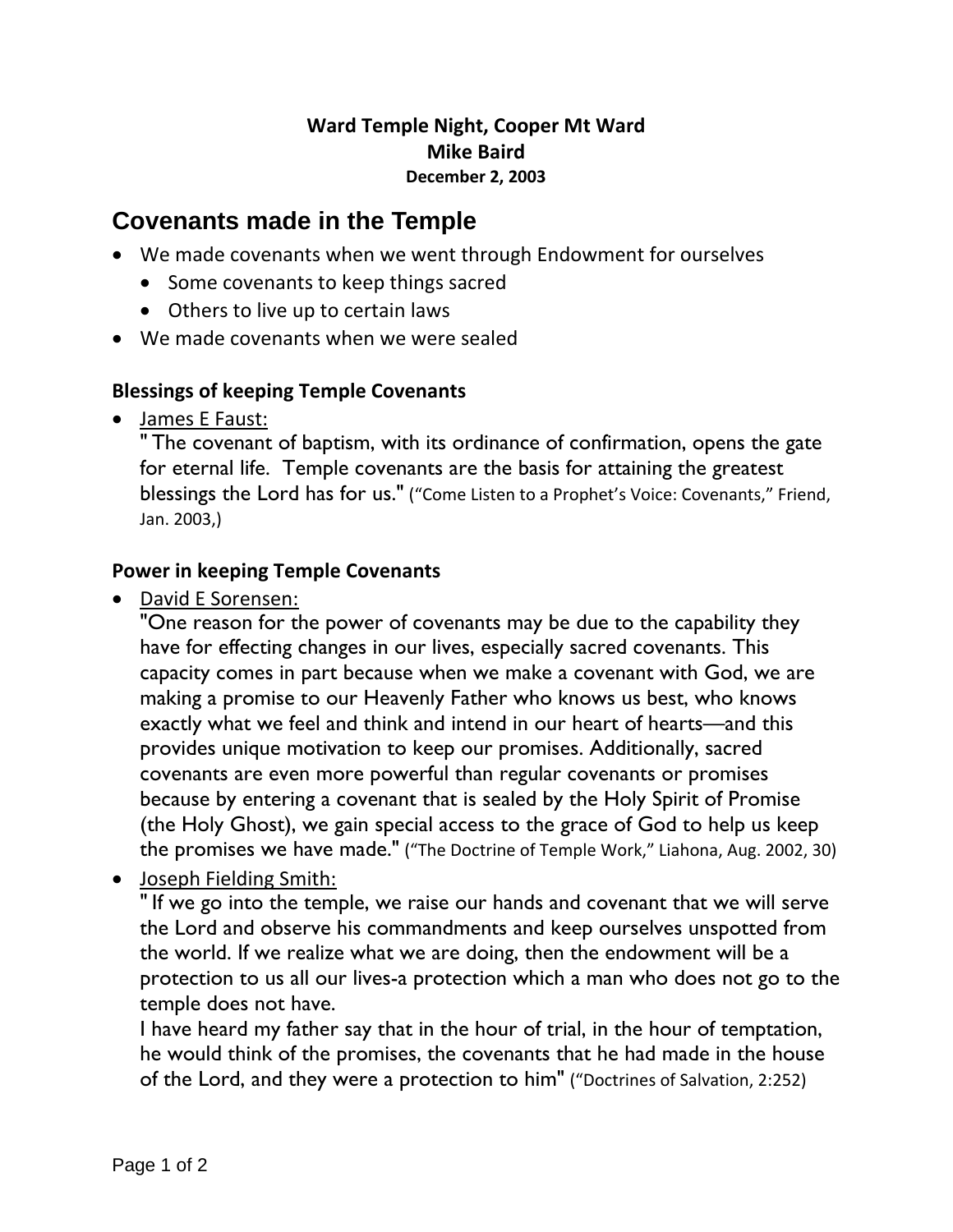**Ward Temple Night, Cooper Mt Ward**
**Mike Baird**
**December 2, 2003**

# Covenants made in the Temple

- We made covenants when we went through Endowment for ourselves
  - Some covenants to keep things sacred
  - Others to live up to certain laws
- We made covenants when we were sealed

### Blessings of keeping Temple Covenants

- James E Faust:
  " The covenant of baptism, with its ordinance of confirmation, opens the gate for eternal life. Temple covenants are the basis for attaining the greatest blessings the Lord has for us." ("Come Listen to a Prophet's Voice: Covenants," Friend, Jan. 2003,)

### Power in keeping Temple Covenants

- David E Sorensen:
  "One reason for the power of covenants may be due to the capability they have for effecting changes in our lives, especially sacred covenants. This capacity comes in part because when we make a covenant with God, we are making a promise to our Heavenly Father who knows us best, who knows exactly what we feel and think and intend in our heart of hearts—and this provides unique motivation to keep our promises. Additionally, sacred covenants are even more powerful than regular covenants or promises because by entering a covenant that is sealed by the Holy Spirit of Promise (the Holy Ghost), we gain special access to the grace of God to help us keep the promises we have made." ("The Doctrine of Temple Work," Liahona, Aug. 2002, 30)
- Joseph Fielding Smith:
  " If we go into the temple, we raise our hands and covenant that we will serve the Lord and observe his commandments and keep ourselves unspotted from the world. If we realize what we are doing, then the endowment will be a protection to us all our lives-a protection which a man who does not go to the temple does not have.
  I have heard my father say that in the hour of trial, in the hour of temptation, he would think of the promises, the covenants that he had made in the house of the Lord, and they were a protection to him" ("Doctrines of Salvation, 2:252)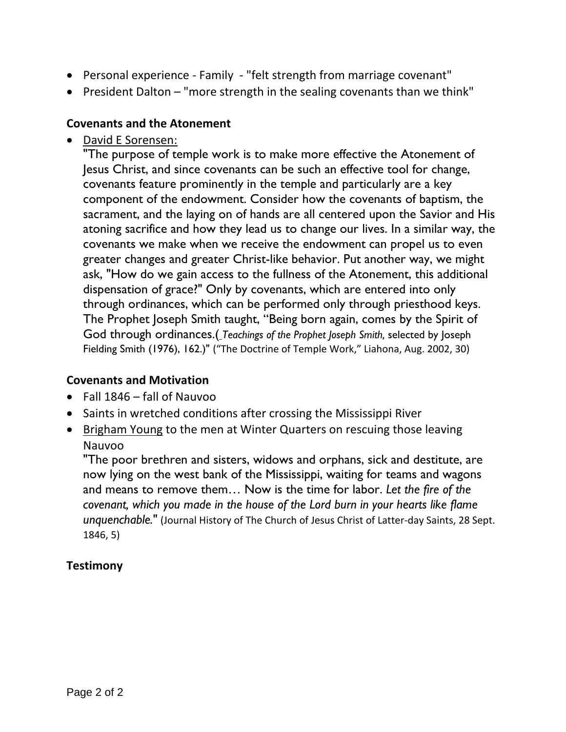- Personal experience - Family - "felt strength from marriage covenant"
- President Dalton – "more strength in the sealing covenants than we think"

**Covenants and the Atonement**

- David E Sorensen:

  "The purpose of temple work is to make more effective the Atonement of Jesus Christ, and since covenants can be such an effective tool for change, covenants feature prominently in the temple and particularly are a key component of the endowment. Consider how the covenants of baptism, the sacrament, and the laying on of hands are all centered upon the Savior and His atoning sacrifice and how they lead us to change our lives. In a similar way, the covenants we make when we receive the endowment can propel us to even greater changes and greater Christ-like behavior. Put another way, we might ask, "How do we gain access to the fullness of the Atonement, this additional dispensation of grace?" Only by covenants, which are entered into only through ordinances, which can be performed only through priesthood keys. The Prophet Joseph Smith taught, "Being born again, comes by the Spirit of God through ordinances.( *Teachings of the Prophet Joseph Smith,* selected by Joseph Fielding Smith (1976), 162.)" ("The Doctrine of Temple Work," Liahona, Aug. 2002, 30)

**Covenants and Motivation**

- Fall 1846 – fall of Nauvoo
- Saints in wretched conditions after crossing the Mississippi River
- Brigham Young to the men at Winter Quarters on rescuing those leaving Nauvoo

  "The poor brethren and sisters, widows and orphans, sick and destitute, are now lying on the west bank of the Mississippi, waiting for teams and wagons and means to remove them… Now is the time for labor. *Let the fire of the covenant, which you made in the house of the Lord burn in your hearts like flame unquenchable.*" (Journal History of The Church of Jesus Christ of Latter-day Saints, 28 Sept. 1846, 5)

**Testimony**